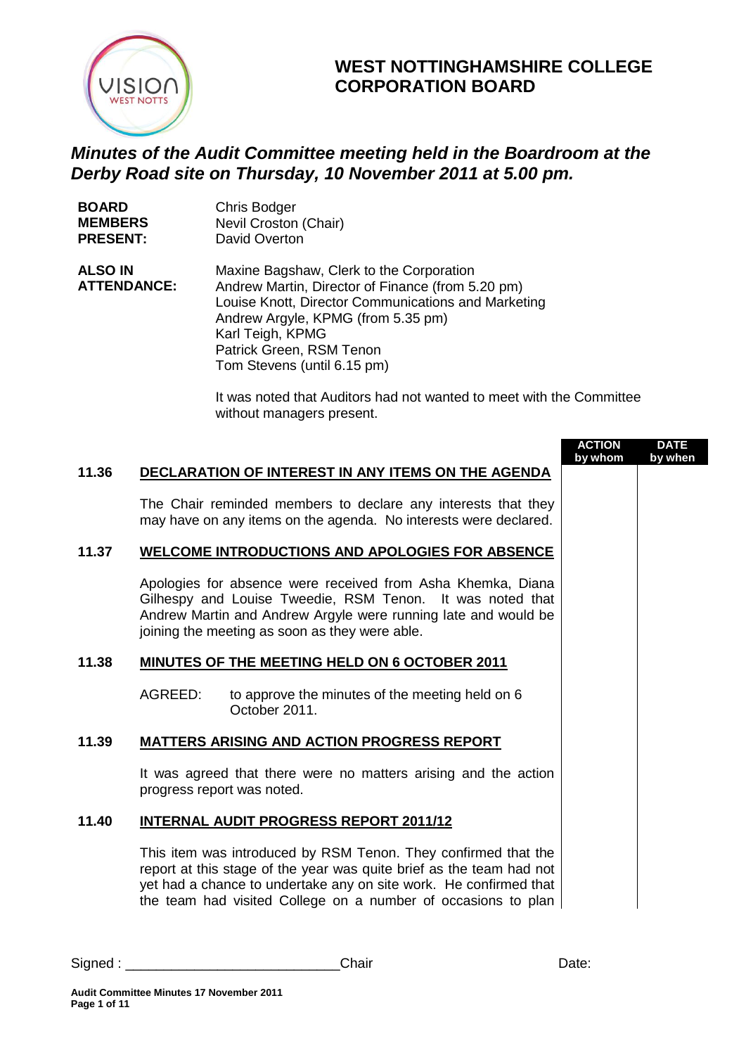# WEST NOTTINGHAMSHIRE COLLEGE CORPORATION BOARD

## *Minutes of the Audit Committee meeting held in the Boardroom at the Derby Road site on Thursday, 10 November 2011 at 5.00 pm.*

**BOARD MEMBERS PRESENT:**
Chris Bodger
Nevil Croston (Chair)
David Overton

**ALSO IN ATTENDANCE:**
Maxine Bagshaw, Clerk to the Corporation
Andrew Martin, Director of Finance (from 5.20 pm)
Louise Knott, Director Communications and Marketing
Andrew Argyle, KPMG (from 5.35 pm)
Karl Teigh, KPMG
Patrick Green, RSM Tenon
Tom Stevens (until 6.15 pm)

It was noted that Auditors had not wanted to meet with the Committee without managers present.

| | | ACTION by whom | DATE by when |
|---|---|---|---|
| **11.36** | **DECLARATION OF INTEREST IN ANY ITEMS ON THE AGENDA** | | |
| | The Chair reminded members to declare any interests that they may have on any items on the agenda. No interests were declared. | | |
| **11.37** | **WELCOME INTRODUCTIONS AND APOLOGIES FOR ABSENCE** | | |
| | Apologies for absence were received from Asha Khemka, Diana Gilhespy and Louise Tweedie, RSM Tenon. It was noted that Andrew Martin and Andrew Argyle were running late and would be joining the meeting as soon as they were able. | | |
| **11.38** | **MINUTES OF THE MEETING HELD ON 6 OCTOBER 2011** | | |
| | AGREED: to approve the minutes of the meeting held on 6 October 2011. | | |
| **11.39** | **MATTERS ARISING AND ACTION PROGRESS REPORT** | | |
| | It was agreed that there were no matters arising and the action progress report was noted. | | |
| **11.40** | **INTERNAL AUDIT PROGRESS REPORT 2011/12** | | |
| | This item was introduced by RSM Tenon. They confirmed that the report at this stage of the year was quite brief as the team had not yet had a chance to undertake any on site work. He confirmed that the team had visited College on a number of occasions to plan | | |

Signed : ___________________________Chair Date: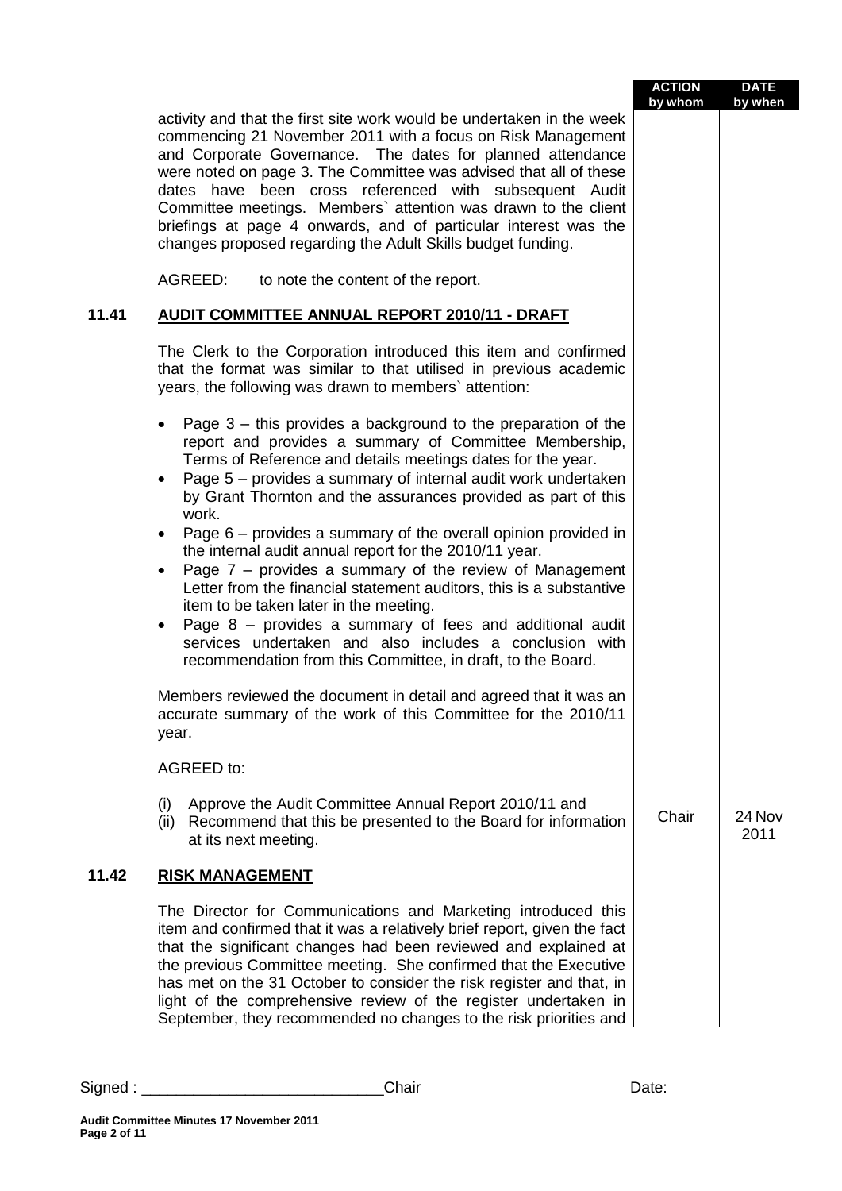| | | ACTION by whom | DATE by when |
|---|---|---|---|
| | activity and that the first site work would be undertaken in the week commencing 21 November 2011 with a focus on Risk Management and Corporate Governance. The dates for planned attendance were noted on page 3. The Committee was advised that all of these dates have been cross referenced with subsequent Audit Committee meetings. Members` attention was drawn to the client briefings at page 4 onwards, and of particular interest was the changes proposed regarding the Adult Skills budget funding. | | |
| | AGREED: to note the content of the report. | | |
| **11.41** | **AUDIT COMMITTEE ANNUAL REPORT 2010/11 - DRAFT** | | |
| | The Clerk to the Corporation introduced this item and confirmed that the format was similar to that utilised in previous academic years, the following was drawn to members` attention: | | |
| | • Page 3 – this provides a background to the preparation of the report and provides a summary of Committee Membership, Terms of Reference and details meetings dates for the year.<br>• Page 5 – provides a summary of internal audit work undertaken by Grant Thornton and the assurances provided as part of this work.<br>• Page 6 – provides a summary of the overall opinion provided in the internal audit annual report for the 2010/11 year.<br>• Page 7 – provides a summary of the review of Management Letter from the financial statement auditors, this is a substantive item to be taken later in the meeting.<br>• Page 8 – provides a summary of fees and additional audit services undertaken and also includes a conclusion with recommendation from this Committee, in draft, to the Board. | | |
| | Members reviewed the document in detail and agreed that it was an accurate summary of the work of this Committee for the 2010/11 year. | | |
| | AGREED to: | | |
| | (i) Approve the Audit Committee Annual Report 2010/11 and<br>(ii) Recommend that this be presented to the Board for information at its next meeting. | Chair | 24 Nov 2011 |
| **11.42** | **RISK MANAGEMENT** | | |
| | The Director for Communications and Marketing introduced this item and confirmed that it was a relatively brief report, given the fact that the significant changes had been reviewed and explained at the previous Committee meeting. She confirmed that the Executive has met on the 31 October to consider the risk register and that, in light of the comprehensive review of the register undertaken in September, they recommended no changes to the risk priorities and | | |

Signed : ____________________________Chair Date:

**Audit Committee Minutes 17 November 2011**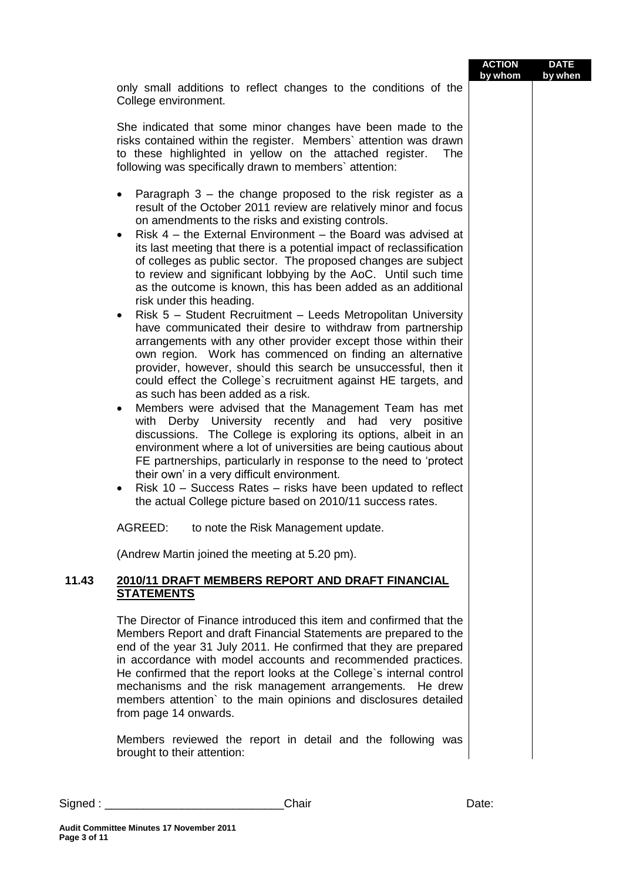| | | ACTION by whom | DATE by when |
|---|---|---|---|

only small additions to reflect changes to the conditions of the College environment.

She indicated that some minor changes have been made to the risks contained within the register. Members` attention was drawn to these highlighted in yellow on the attached register. The following was specifically drawn to members` attention:

- Paragraph 3 – the change proposed to the risk register as a result of the October 2011 review are relatively minor and focus on amendments to the risks and existing controls.
- Risk 4 – the External Environment – the Board was advised at its last meeting that there is a potential impact of reclassification of colleges as public sector. The proposed changes are subject to review and significant lobbying by the AoC. Until such time as the outcome is known, this has been added as an additional risk under this heading.
- Risk 5 – Student Recruitment – Leeds Metropolitan University have communicated their desire to withdraw from partnership arrangements with any other provider except those within their own region. Work has commenced on finding an alternative provider, however, should this search be unsuccessful, then it could effect the College`s recruitment against HE targets, and as such has been added as a risk.
- Members were advised that the Management Team has met with Derby University recently and had very positive discussions. The College is exploring its options, albeit in an environment where a lot of universities are being cautious about FE partnerships, particularly in response to the need to 'protect their own' in a very difficult environment.
- Risk 10 – Success Rates – risks have been updated to reflect the actual College picture based on 2010/11 success rates.

AGREED: to note the Risk Management update.

(Andrew Martin joined the meeting at 5.20 pm).

## 11.43 2010/11 DRAFT MEMBERS REPORT AND DRAFT FINANCIAL STATEMENTS

The Director of Finance introduced this item and confirmed that the Members Report and draft Financial Statements are prepared to the end of the year 31 July 2011. He confirmed that they are prepared in accordance with model accounts and recommended practices. He confirmed that the report looks at the College`s internal control mechanisms and the risk management arrangements. He drew members attention` to the main opinions and disclosures detailed from page 14 onwards.

Members reviewed the report in detail and the following was brought to their attention:

Signed : ____________________________Chair Date: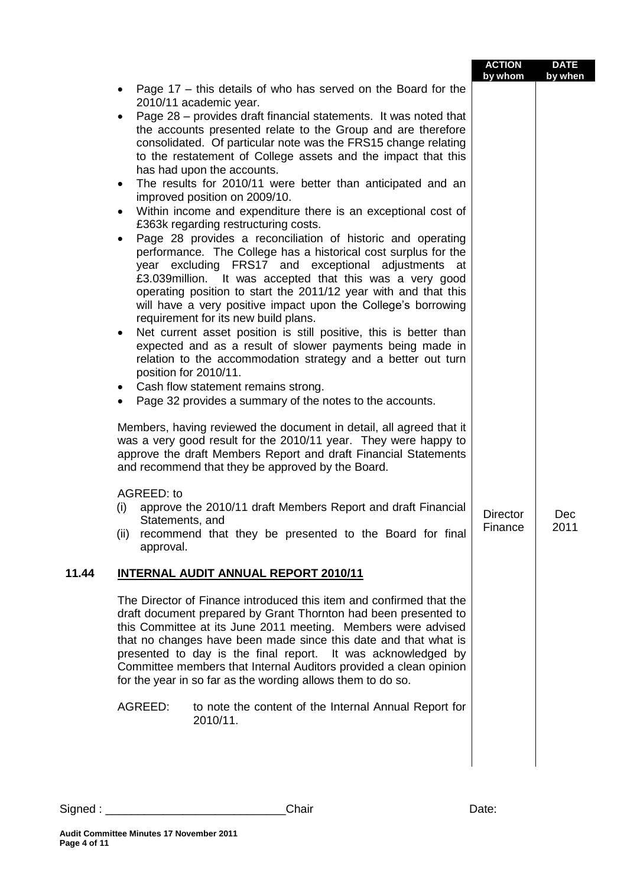| | | ACTION by whom | DATE by when |
|---|---|---|---|
| | • Page 17 – this details of who has served on the Board for the 2010/11 academic year.<br>• Page 28 – provides draft financial statements. It was noted that the accounts presented relate to the Group and are therefore consolidated. Of particular note was the FRS15 change relating to the restatement of College assets and the impact that this has had upon the accounts.<br>• The results for 2010/11 were better than anticipated and an improved position on 2009/10.<br>• Within income and expenditure there is an exceptional cost of £363k regarding restructuring costs.<br>• Page 28 provides a reconciliation of historic and operating performance. The College has a historical cost surplus for the year excluding FRS17 and exceptional adjustments at £3.039million. It was accepted that this was a very good operating position to start the 2011/12 year with and that this will have a very positive impact upon the College's borrowing requirement for its new build plans.<br>• Net current asset position is still positive, this is better than expected and as a result of slower payments being made in relation to the accommodation strategy and a better out turn position for 2010/11.<br>• Cash flow statement remains strong.<br>• Page 32 provides a summary of the notes to the accounts. | | |
| | Members, having reviewed the document in detail, all agreed that it was a very good result for the 2010/11 year. They were happy to approve the draft Members Report and draft Financial Statements and recommend that they be approved by the Board. | | |
| | AGREED: to<br>(i) approve the 2010/11 draft Members Report and draft Financial Statements, and<br>(ii) recommend that they be presented to the Board for final approval. | Director Finance | Dec 2011 |
| **11.44** | **INTERNAL AUDIT ANNUAL REPORT 2010/11** | | |
| | The Director of Finance introduced this item and confirmed that the draft document prepared by Grant Thornton had been presented to this Committee at its June 2011 meeting. Members were advised that no changes have been made since this date and that what is presented to day is the final report. It was acknowledged by Committee members that Internal Auditors provided a clean opinion for the year in so far as the wording allows them to do so. | | |
| | AGREED: to note the content of the Internal Annual Report for 2010/11. | | |

Signed : ____________________________Chair Date: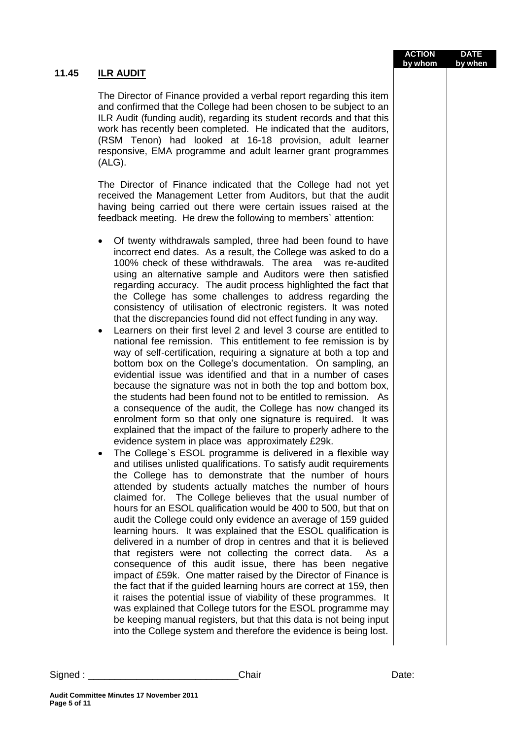| | | ACTION by whom | DATE by when |
|---|---|---|---|

**11.45 ILR AUDIT**

The Director of Finance provided a verbal report regarding this item and confirmed that the College had been chosen to be subject to an ILR Audit (funding audit), regarding its student records and that this work has recently been completed. He indicated that the auditors, (RSM Tenon) had looked at 16-18 provision, adult learner responsive, EMA programme and adult learner grant programmes (ALG).

The Director of Finance indicated that the College had not yet received the Management Letter from Auditors, but that the audit having being carried out there were certain issues raised at the feedback meeting. He drew the following to members` attention:

- Of twenty withdrawals sampled, three had been found to have incorrect end dates. As a result, the College was asked to do a 100% check of these withdrawals. The area was re-audited using an alternative sample and Auditors were then satisfied regarding accuracy. The audit process highlighted the fact that the College has some challenges to address regarding the consistency of utilisation of electronic registers. It was noted that the discrepancies found did not effect funding in any way.
- Learners on their first level 2 and level 3 course are entitled to national fee remission. This entitlement to fee remission is by way of self-certification, requiring a signature at both a top and bottom box on the College's documentation. On sampling, an evidential issue was identified and that in a number of cases because the signature was not in both the top and bottom box, the students had been found not to be entitled to remission. As a consequence of the audit, the College has now changed its enrolment form so that only one signature is required. It was explained that the impact of the failure to properly adhere to the evidence system in place was approximately £29k.
- The College`s ESOL programme is delivered in a flexible way and utilises unlisted qualifications. To satisfy audit requirements the College has to demonstrate that the number of hours attended by students actually matches the number of hours claimed for. The College believes that the usual number of hours for an ESOL qualification would be 400 to 500, but that on audit the College could only evidence an average of 159 guided learning hours. It was explained that the ESOL qualification is delivered in a number of drop in centres and that it is believed that registers were not collecting the correct data. As a consequence of this audit issue, there has been negative impact of £59k. One matter raised by the Director of Finance is the fact that if the guided learning hours are correct at 159, then it raises the potential issue of viability of these programmes. It was explained that College tutors for the ESOL programme may be keeping manual registers, but that this data is not being input into the College system and therefore the evidence is being lost.

Signed : ____________________________Chair Date: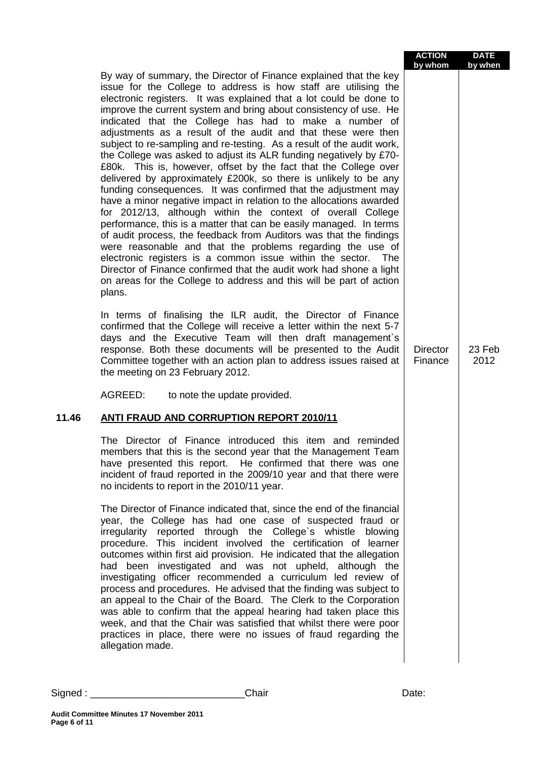| | | ACTION by whom | DATE by when |
|---|---|---|---|
| | By way of summary, the Director of Finance explained that the key issue for the College to address is how staff are utilising the electronic registers. It was explained that a lot could be done to improve the current system and bring about consistency of use. He indicated that the College has had to make a number of adjustments as a result of the audit and that these were then subject to re-sampling and re-testing. As a result of the audit work, the College was asked to adjust its ALR funding negatively by £70-£80k. This is, however, offset by the fact that the College over delivered by approximately £200k, so there is unlikely to be any funding consequences. It was confirmed that the adjustment may have a minor negative impact in relation to the allocations awarded for 2012/13, although within the context of overall College performance, this is a matter that can be easily managed. In terms of audit process, the feedback from Auditors was that the findings were reasonable and that the problems regarding the use of electronic registers is a common issue within the sector. The Director of Finance confirmed that the audit work had shone a light on areas for the College to address and this will be part of action plans. | | |
| | In terms of finalising the ILR audit, the Director of Finance confirmed that the College will receive a letter within the next 5-7 days and the Executive Team will then draft management`s response. Both these documents will be presented to the Audit Committee together with an action plan to address issues raised at the meeting on 23 February 2012. | Director Finance | 23 Feb 2012 |
| | AGREED: to note the update provided. | | |
| **11.46** | **ANTI FRAUD AND CORRUPTION REPORT 2010/11** | | |
| | The Director of Finance introduced this item and reminded members that this is the second year that the Management Team have presented this report. He confirmed that there was one incident of fraud reported in the 2009/10 year and that there were no incidents to report in the 2010/11 year. | | |
| | The Director of Finance indicated that, since the end of the financial year, the College has had one case of suspected fraud or irregularity reported through the College`s whistle blowing procedure. This incident involved the certification of learner outcomes within first aid provision. He indicated that the allegation had been investigated and was not upheld, although the investigating officer recommended a curriculum led review of process and procedures. He advised that the finding was subject to an appeal to the Chair of the Board. The Clerk to the Corporation was able to confirm that the appeal hearing had taken place this week, and that the Chair was satisfied that whilst there were poor practices in place, there were no issues of fraud regarding the allegation made. | | |

Signed : \_\_\_\_\_\_\_\_\_\_\_\_\_\_\_\_\_\_\_\_\_\_\_\_\_\_\_\_Chair Date: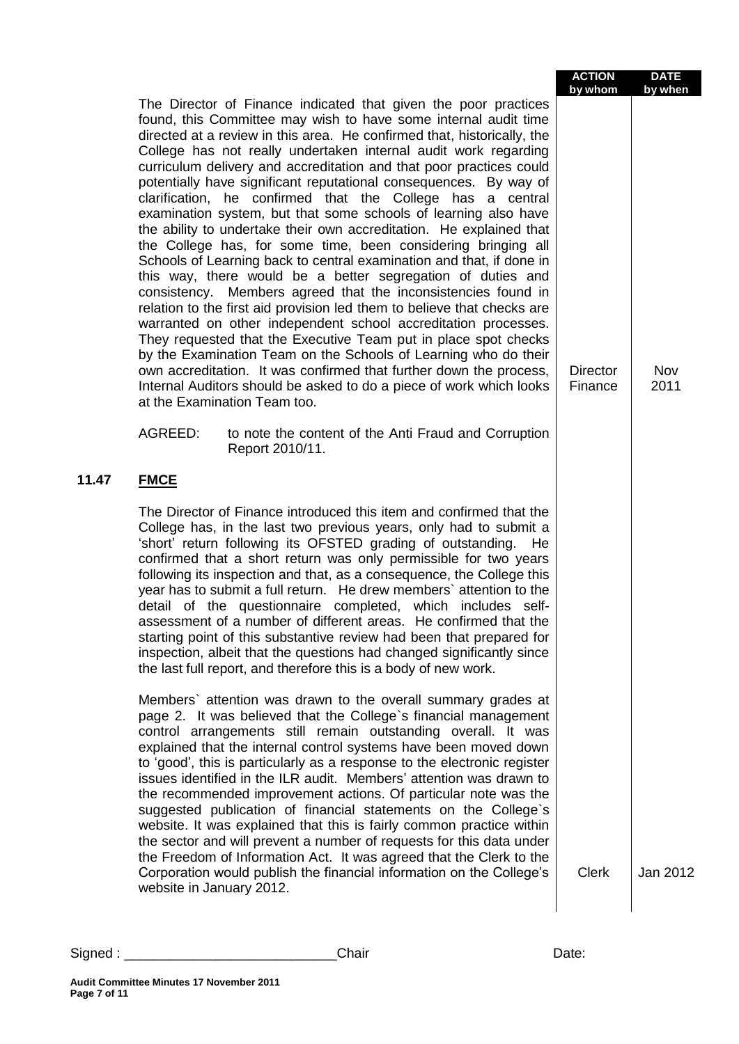| | ACTION by whom | DATE by when |
|---|---|---|
| The Director of Finance indicated that given the poor practices found, this Committee may wish to have some internal audit time directed at a review in this area. He confirmed that, historically, the College has not really undertaken internal audit work regarding curriculum delivery and accreditation and that poor practices could potentially have significant reputational consequences. By way of clarification, he confirmed that the College has a central examination system, but that some schools of learning also have the ability to undertake their own accreditation. He explained that the College has, for some time, been considering bringing all Schools of Learning back to central examination and that, if done in this way, there would be a better segregation of duties and consistency. Members agreed that the inconsistencies found in relation to the first aid provision led them to believe that checks are warranted on other independent school accreditation processes. They requested that the Executive Team put in place spot checks by the Examination Team on the Schools of Learning who do their own accreditation. It was confirmed that further down the process, Internal Auditors should be asked to do a piece of work which looks at the Examination Team too. | Director Finance | Nov 2011 |

AGREED: to note the content of the Anti Fraud and Corruption Report 2010/11.

**11.47 FMCE**

The Director of Finance introduced this item and confirmed that the College has, in the last two previous years, only had to submit a 'short' return following its OFSTED grading of outstanding. He confirmed that a short return was only permissible for two years following its inspection and that, as a consequence, the College this year has to submit a full return. He drew members` attention to the detail of the questionnaire completed, which includes self-assessment of a number of different areas. He confirmed that the starting point of this substantive review had been that prepared for inspection, albeit that the questions had changed significantly since the last full report, and therefore this is a body of new work.

| | ACTION by whom | DATE by when |
|---|---|---|
| Members` attention was drawn to the overall summary grades at page 2. It was believed that the College`s financial management control arrangements still remain outstanding overall. It was explained that the internal control systems have been moved down to 'good', this is particularly as a response to the electronic register issues identified in the ILR audit. Members' attention was drawn to the recommended improvement actions. Of particular note was the suggested publication of financial statements on the College`s website. It was explained that this is fairly common practice within the sector and will prevent a number of requests for this data under the Freedom of Information Act. It was agreed that the Clerk to the Corporation would publish the financial information on the College's website in January 2012. | Clerk | Jan 2012 |

Signed : ____________________________Chair Date:

**Audit Committee Minutes 17 November 2011**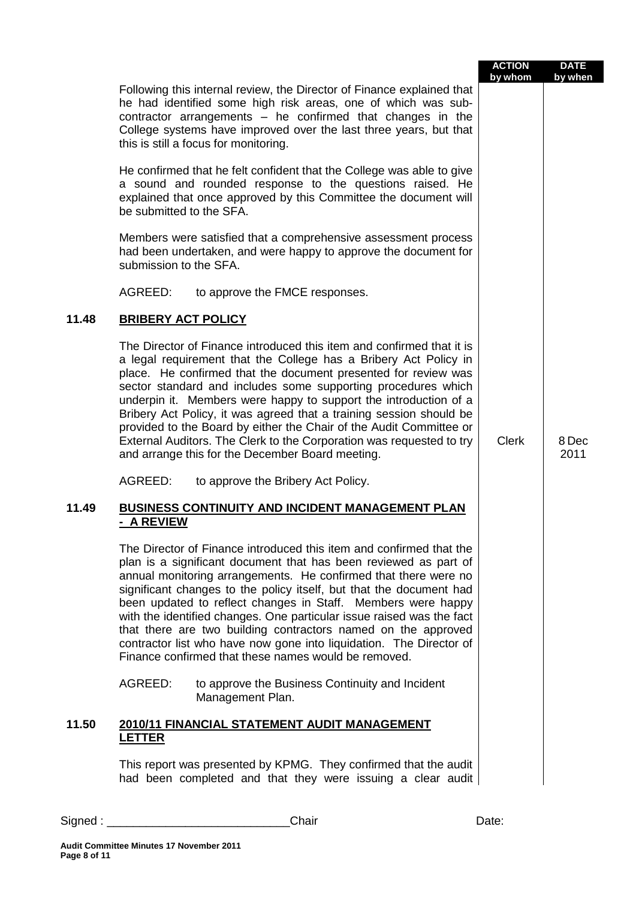| | | ACTION by whom | DATE by when |
|---|---|---|---|
| | Following this internal review, the Director of Finance explained that he had identified some high risk areas, one of which was sub-contractor arrangements – he confirmed that changes in the College systems have improved over the last three years, but that this is still a focus for monitoring. | | |
| | He confirmed that he felt confident that the College was able to give a sound and rounded response to the questions raised. He explained that once approved by this Committee the document will be submitted to the SFA. | | |
| | Members were satisfied that a comprehensive assessment process had been undertaken, and were happy to approve the document for submission to the SFA. | | |
| | AGREED: to approve the FMCE responses. | | |
| **11.48** | **<u>BRIBERY ACT POLICY</u>** | | |
| | The Director of Finance introduced this item and confirmed that it is a legal requirement that the College has a Bribery Act Policy in place. He confirmed that the document presented for review was sector standard and includes some supporting procedures which underpin it. Members were happy to support the introduction of a Bribery Act Policy, it was agreed that a training session should be provided to the Board by either the Chair of the Audit Committee or External Auditors. The Clerk to the Corporation was requested to try and arrange this for the December Board meeting. | Clerk | 8 Dec 2011 |
| | AGREED: to approve the Bribery Act Policy. | | |
| **11.49** | **<u>BUSINESS CONTINUITY AND INCIDENT MANAGEMENT PLAN - A REVIEW</u>** | | |
| | The Director of Finance introduced this item and confirmed that the plan is a significant document that has been reviewed as part of annual monitoring arrangements. He confirmed that there were no significant changes to the policy itself, but that the document had been updated to reflect changes in Staff. Members were happy with the identified changes. One particular issue raised was the fact that there are two building contractors named on the approved contractor list who have now gone into liquidation. The Director of Finance confirmed that these names would be removed. | | |
| | AGREED: to approve the Business Continuity and Incident Management Plan. | | |
| **11.50** | **<u>2010/11 FINANCIAL STATEMENT AUDIT MANAGEMENT LETTER</u>** | | |
| | This report was presented by KPMG. They confirmed that the audit had been completed and that they were issuing a clear audit | | |

Signed : ____________________________Chair Date: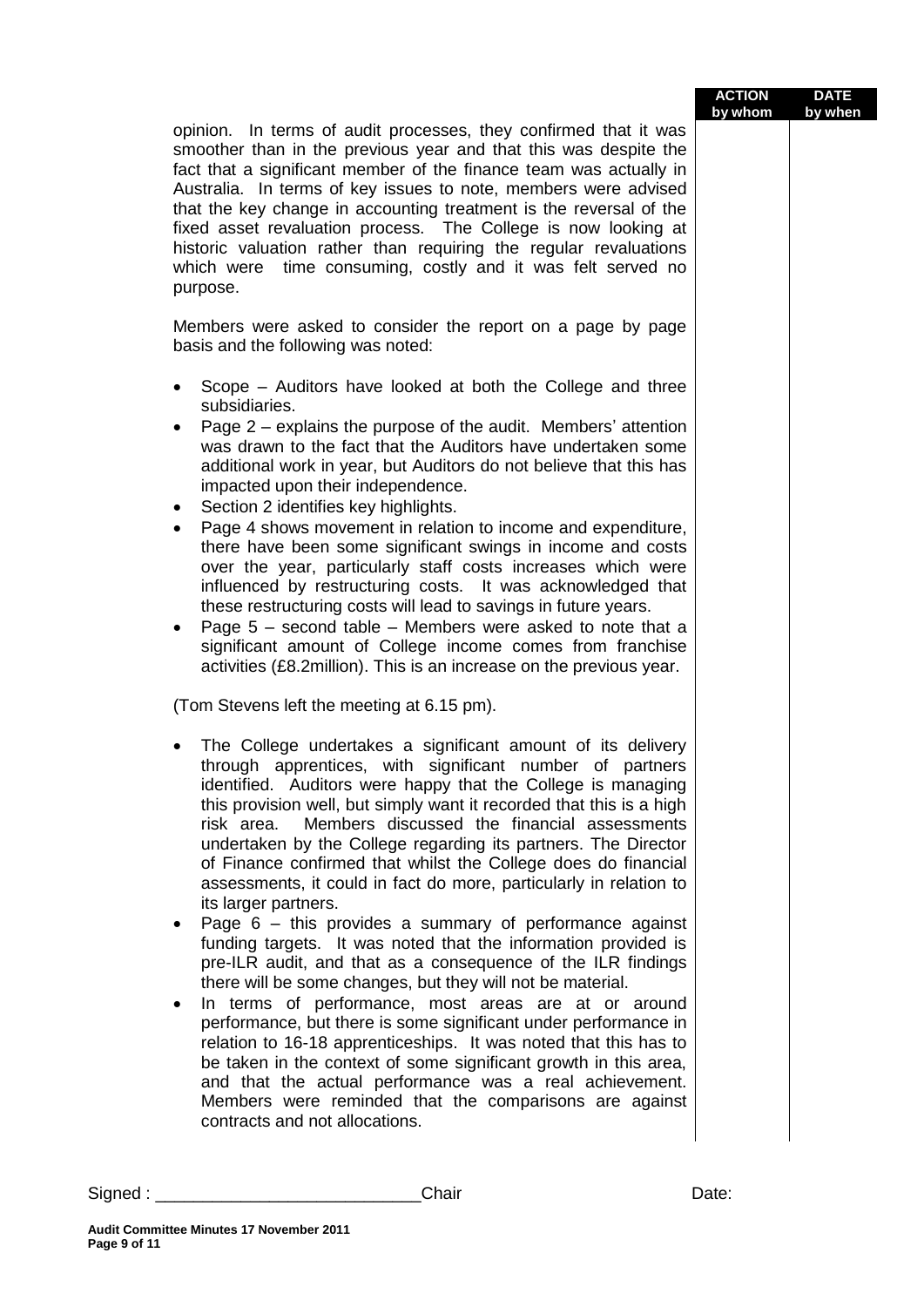opinion. In terms of audit processes, they confirmed that it was smoother than in the previous year and that this was despite the fact that a significant member of the finance team was actually in Australia. In terms of key issues to note, members were advised that the key change in accounting treatment is the reversal of the fixed asset revaluation process. The College is now looking at historic valuation rather than requiring the regular revaluations which were time consuming, costly and it was felt served no purpose.

Members were asked to consider the report on a page by page basis and the following was noted:

- Scope – Auditors have looked at both the College and three subsidiaries.
- Page 2 – explains the purpose of the audit. Members' attention was drawn to the fact that the Auditors have undertaken some additional work in year, but Auditors do not believe that this has impacted upon their independence.
- Section 2 identifies key highlights.
- Page 4 shows movement in relation to income and expenditure, there have been some significant swings in income and costs over the year, particularly staff costs increases which were influenced by restructuring costs. It was acknowledged that these restructuring costs will lead to savings in future years.
- Page 5 – second table – Members were asked to note that a significant amount of College income comes from franchise activities (£8.2million). This is an increase on the previous year.

(Tom Stevens left the meeting at 6.15 pm).

- The College undertakes a significant amount of its delivery through apprentices, with significant number of partners identified. Auditors were happy that the College is managing this provision well, but simply want it recorded that this is a high risk area. Members discussed the financial assessments undertaken by the College regarding its partners. The Director of Finance confirmed that whilst the College does do financial assessments, it could in fact do more, particularly in relation to its larger partners.
- Page 6 – this provides a summary of performance against funding targets. It was noted that the information provided is pre-ILR audit, and that as a consequence of the ILR findings there will be some changes, but they will not be material.
- In terms of performance, most areas are at or around performance, but there is some significant under performance in relation to 16-18 apprenticeships. It was noted that this has to be taken in the context of some significant growth in this area, and that the actual performance was a real achievement. Members were reminded that the comparisons are against contracts and not allocations.

Signed : ___________________________Chair Date: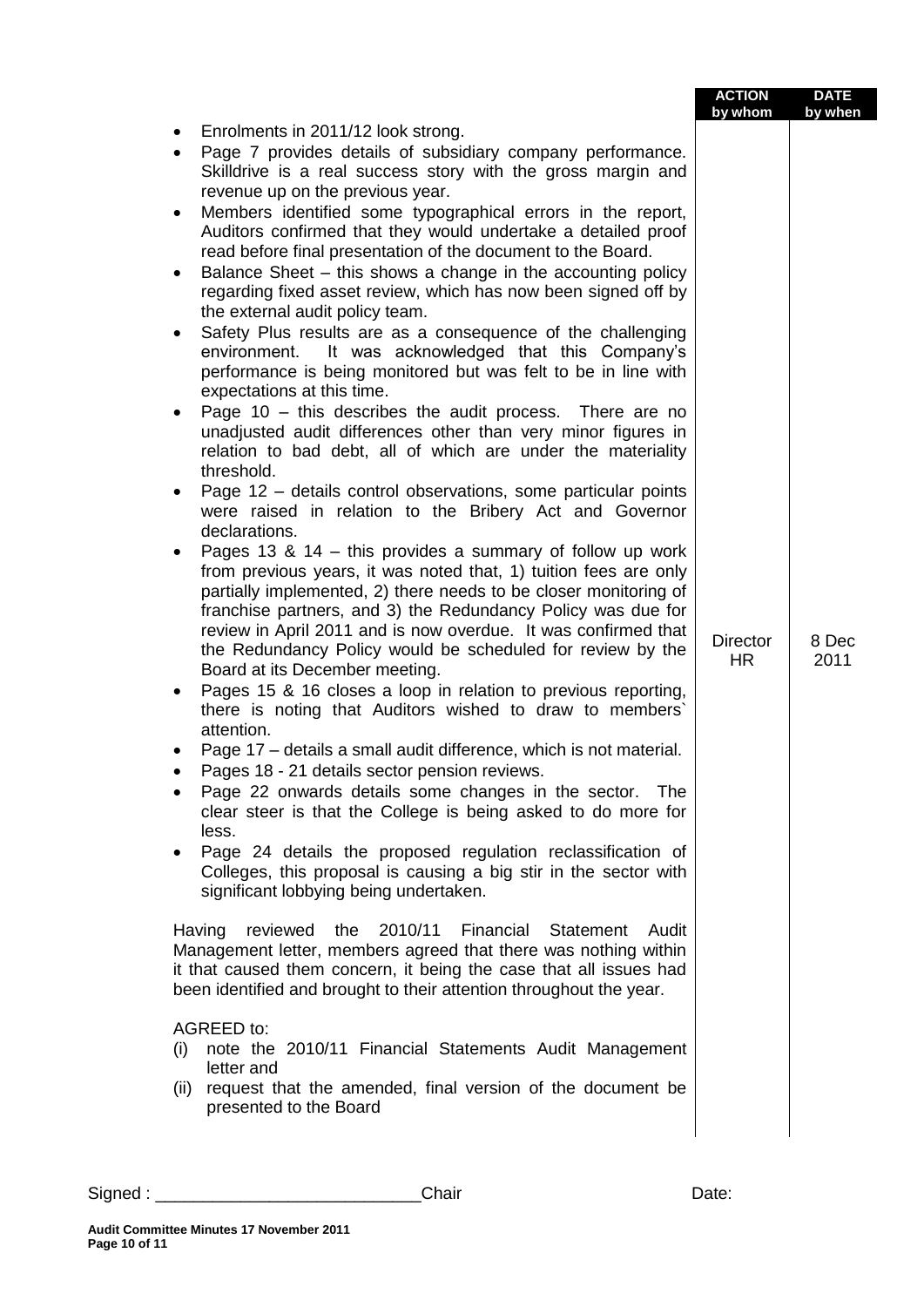| | ACTION by whom | DATE by when |
|---|---|---|
| • Enrolments in 2011/12 look strong.<br>• Page 7 provides details of subsidiary company performance. Skilldrive is a real success story with the gross margin and revenue up on the previous year.<br>• Members identified some typographical errors in the report, Auditors confirmed that they would undertake a detailed proof read before final presentation of the document to the Board.<br>• Balance Sheet – this shows a change in the accounting policy regarding fixed asset review, which has now been signed off by the external audit policy team.<br>• Safety Plus results are as a consequence of the challenging environment. It was acknowledged that this Company's performance is being monitored but was felt to be in line with expectations at this time.<br>• Page 10 – this describes the audit process. There are no unadjusted audit differences other than very minor figures in relation to bad debt, all of which are under the materiality threshold.<br>• Page 12 – details control observations, some particular points were raised in relation to the Bribery Act and Governor declarations. | | |
| • Pages 13 & 14 – this provides a summary of follow up work from previous years, it was noted that, 1) tuition fees are only partially implemented, 2) there needs to be closer monitoring of franchise partners, and 3) the Redundancy Policy was due for review in April 2011 and is now overdue. It was confirmed that the Redundancy Policy would be scheduled for review by the Board at its December meeting. | Director HR | 8 Dec 2011 |
| • Pages 15 & 16 closes a loop in relation to previous reporting, there is noting that Auditors wished to draw to members` attention.<br>• Page 17 – details a small audit difference, which is not material.<br>• Pages 18 - 21 details sector pension reviews.<br>• Page 22 onwards details some changes in the sector. The clear steer is that the College is being asked to do more for less.<br>• Page 24 details the proposed regulation reclassification of Colleges, this proposal is causing a big stir in the sector with significant lobbying being undertaken. | | |
| Having reviewed the 2010/11 Financial Statement Audit Management letter, members agreed that there was nothing within it that caused them concern, it being the case that all issues had been identified and brought to their attention throughout the year. | | |
| AGREED to:<br>(i) note the 2010/11 Financial Statements Audit Management letter and<br>(ii) request that the amended, final version of the document be presented to the Board | | |

Signed : ___________________________Chair Date:

**Audit Committee Minutes 17 November 2011**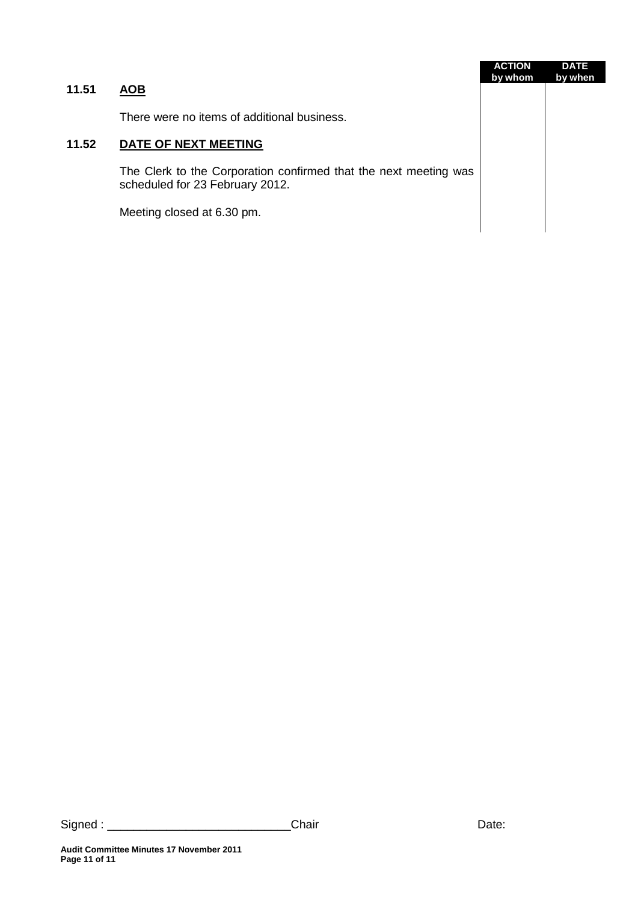| | | ACTION by whom | DATE by when |
|---|---|---|---|
| **11.51** | **AOB** | | |
| | There were no items of additional business. | | |
| **11.52** | **DATE OF NEXT MEETING** | | |
| | The Clerk to the Corporation confirmed that the next meeting was scheduled for 23 February 2012. | | |
| | Meeting closed at 6.30 pm. | | |

Signed : ___________________________Chair                    Date:

**Audit Committee Minutes 17 November 2011**